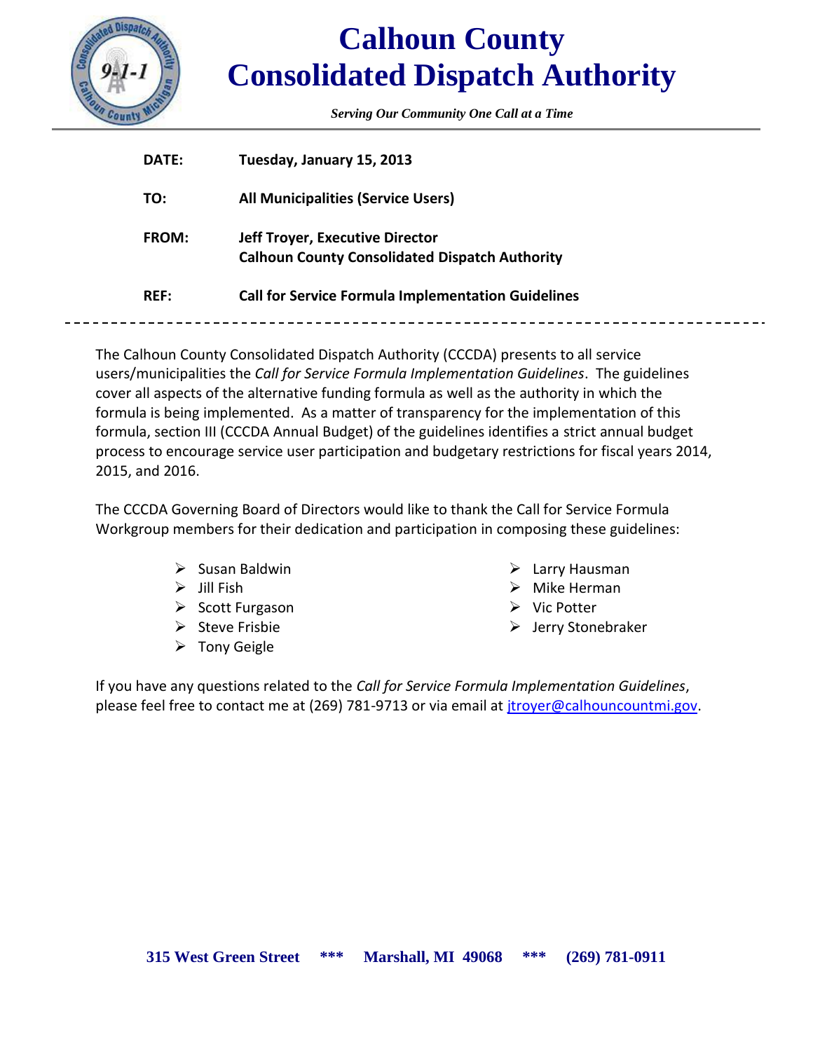# Calhoun County Consolidated Dispatch Authority

*Serving Our Community One Call at a Time*

---

| | |
|---|---|
| **DATE:** | **Tuesday, January 15, 2013** |
| **TO:** | **All Municipalities (Service Users)** |
| **FROM:** | **Jeff Troyer, Executive Director**<br>**Calhoun County Consolidated Dispatch Authority** |
| **REF:** | **Call for Service Formula Implementation Guidelines** |

---

The Calhoun County Consolidated Dispatch Authority (CCCDA) presents to all service users/municipalities the *Call for Service Formula Implementation Guidelines*. The guidelines cover all aspects of the alternative funding formula as well as the authority in which the formula is being implemented. As a matter of transparency for the implementation of this formula, section III (CCCDA Annual Budget) of the guidelines identifies a strict annual budget process to encourage service user participation and budgetary restrictions for fiscal years 2014, 2015, and 2016.

The CCCDA Governing Board of Directors would like to thank the Call for Service Formula Workgroup members for their dedication and participation in composing these guidelines:

- Susan Baldwin
- Jill Fish
- Scott Furgason
- Steve Frisbie
- Tony Geigle
- Larry Hausman
- Mike Herman
- Vic Potter
- Jerry Stonebraker

If you have any questions related to the *Call for Service Formula Implementation Guidelines*, please feel free to contact me at (269) 781-9713 or via email at jtroyer@calhouncountmi.gov.

**315 West Green Street \*\*\* Marshall, MI 49068 \*\*\* (269) 781-0911**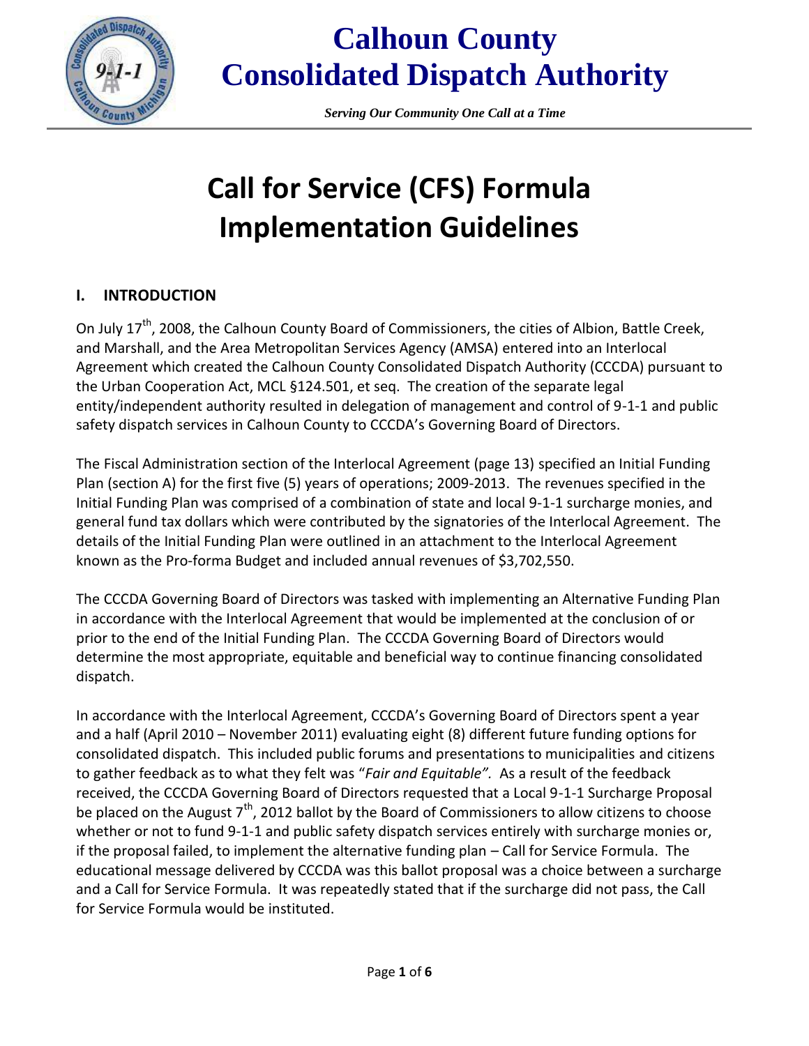# Calhoun County Consolidated Dispatch Authority

*Serving Our Community One Call at a Time*

# Call for Service (CFS) Formula Implementation Guidelines

## I. INTRODUCTION

On July 17th, 2008, the Calhoun County Board of Commissioners, the cities of Albion, Battle Creek, and Marshall, and the Area Metropolitan Services Agency (AMSA) entered into an Interlocal Agreement which created the Calhoun County Consolidated Dispatch Authority (CCCDA) pursuant to the Urban Cooperation Act, MCL §124.501, et seq. The creation of the separate legal entity/independent authority resulted in delegation of management and control of 9-1-1 and public safety dispatch services in Calhoun County to CCCDA's Governing Board of Directors.

The Fiscal Administration section of the Interlocal Agreement (page 13) specified an Initial Funding Plan (section A) for the first five (5) years of operations; 2009-2013. The revenues specified in the Initial Funding Plan was comprised of a combination of state and local 9-1-1 surcharge monies, and general fund tax dollars which were contributed by the signatories of the Interlocal Agreement. The details of the Initial Funding Plan were outlined in an attachment to the Interlocal Agreement known as the Pro-forma Budget and included annual revenues of $3,702,550.

The CCCDA Governing Board of Directors was tasked with implementing an Alternative Funding Plan in accordance with the Interlocal Agreement that would be implemented at the conclusion of or prior to the end of the Initial Funding Plan. The CCCDA Governing Board of Directors would determine the most appropriate, equitable and beneficial way to continue financing consolidated dispatch.

In accordance with the Interlocal Agreement, CCCDA's Governing Board of Directors spent a year and a half (April 2010 – November 2011) evaluating eight (8) different future funding options for consolidated dispatch. This included public forums and presentations to municipalities and citizens to gather feedback as to what they felt was "*Fair and Equitable".* As a result of the feedback received, the CCCDA Governing Board of Directors requested that a Local 9-1-1 Surcharge Proposal be placed on the August 7th, 2012 ballot by the Board of Commissioners to allow citizens to choose whether or not to fund 9-1-1 and public safety dispatch services entirely with surcharge monies or, if the proposal failed, to implement the alternative funding plan – Call for Service Formula. The educational message delivered by CCCDA was this ballot proposal was a choice between a surcharge and a Call for Service Formula. It was repeatedly stated that if the surcharge did not pass, the Call for Service Formula would be instituted.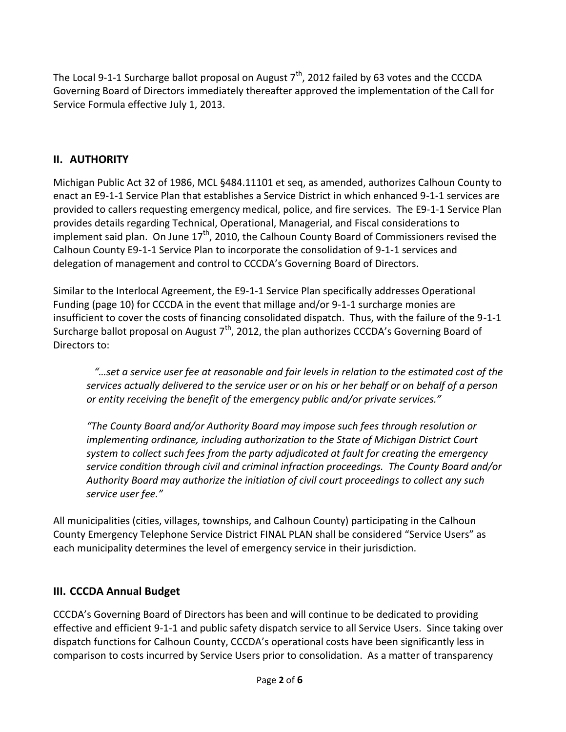The Local 9-1-1 Surcharge ballot proposal on August 7th, 2012 failed by 63 votes and the CCCDA Governing Board of Directors immediately thereafter approved the implementation of the Call for Service Formula effective July 1, 2013.

## II. AUTHORITY

Michigan Public Act 32 of 1986, MCL §484.11101 et seq, as amended, authorizes Calhoun County to enact an E9-1-1 Service Plan that establishes a Service District in which enhanced 9-1-1 services are provided to callers requesting emergency medical, police, and fire services. The E9-1-1 Service Plan provides details regarding Technical, Operational, Managerial, and Fiscal considerations to implement said plan. On June 17th, 2010, the Calhoun County Board of Commissioners revised the Calhoun County E9-1-1 Service Plan to incorporate the consolidation of 9-1-1 services and delegation of management and control to CCCDA's Governing Board of Directors.

Similar to the Interlocal Agreement, the E9-1-1 Service Plan specifically addresses Operational Funding (page 10) for CCCDA in the event that millage and/or 9-1-1 surcharge monies are insufficient to cover the costs of financing consolidated dispatch. Thus, with the failure of the 9-1-1 Surcharge ballot proposal on August 7th, 2012, the plan authorizes CCCDA's Governing Board of Directors to:

> *"…set a service user fee at reasonable and fair levels in relation to the estimated cost of the services actually delivered to the service user or on his or her behalf or on behalf of a person or entity receiving the benefit of the emergency public and/or private services."*
>
> *"The County Board and/or Authority Board may impose such fees through resolution or implementing ordinance, including authorization to the State of Michigan District Court system to collect such fees from the party adjudicated at fault for creating the emergency service condition through civil and criminal infraction proceedings. The County Board and/or Authority Board may authorize the initiation of civil court proceedings to collect any such service user fee."*

All municipalities (cities, villages, townships, and Calhoun County) participating in the Calhoun County Emergency Telephone Service District FINAL PLAN shall be considered "Service Users" as each municipality determines the level of emergency service in their jurisdiction.

## III. CCCDA Annual Budget

CCCDA's Governing Board of Directors has been and will continue to be dedicated to providing effective and efficient 9-1-1 and public safety dispatch service to all Service Users. Since taking over dispatch functions for Calhoun County, CCCDA's operational costs have been significantly less in comparison to costs incurred by Service Users prior to consolidation. As a matter of transparency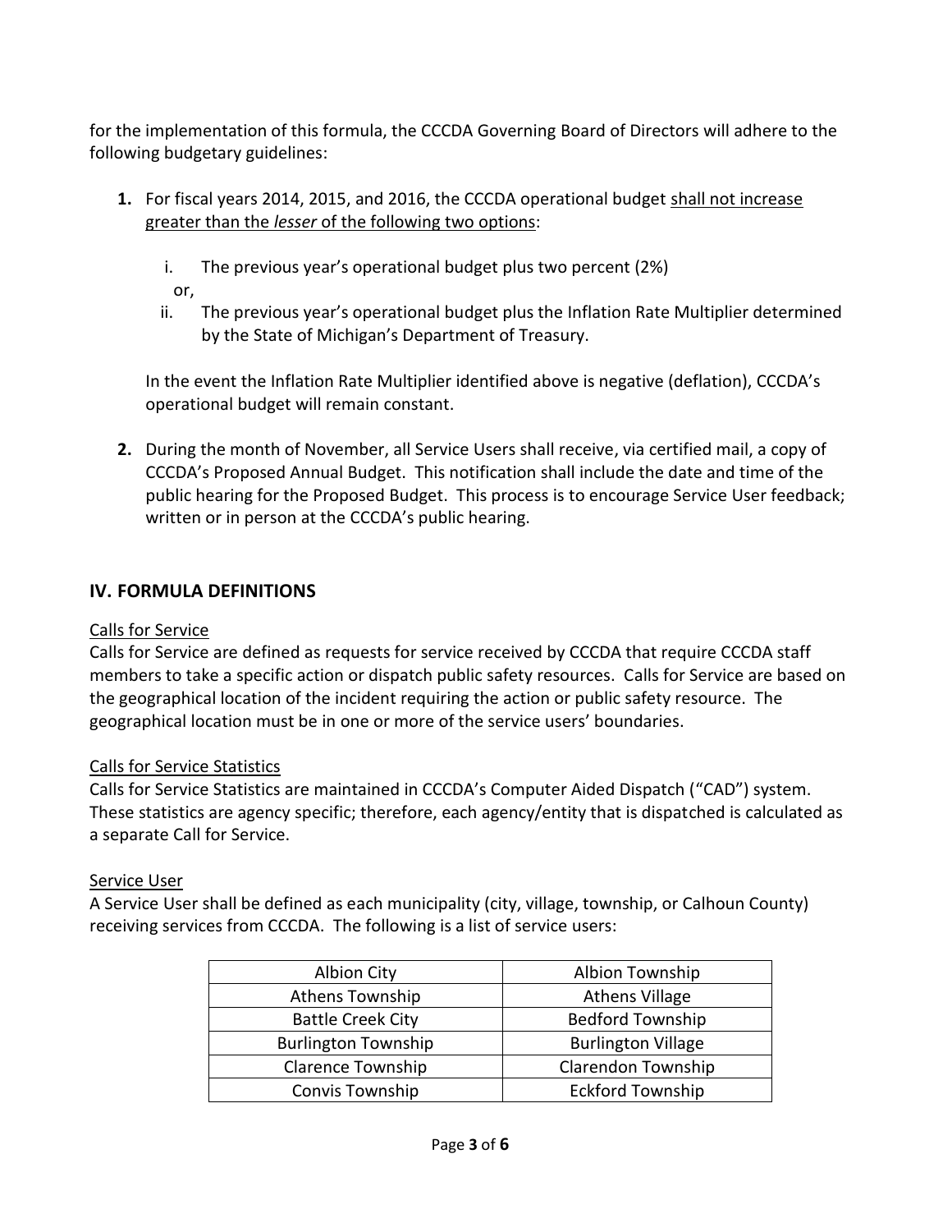for the implementation of this formula, the CCCDA Governing Board of Directors will adhere to the following budgetary guidelines:

1. For fiscal years 2014, 2015, and 2016, the CCCDA operational budget <u>shall not increase greater than the *lesser* of the following two options</u>:

   i. The previous year's operational budget plus two percent (2%)

   or,

   ii. The previous year's operational budget plus the Inflation Rate Multiplier determined by the State of Michigan's Department of Treasury.

   In the event the Inflation Rate Multiplier identified above is negative (deflation), CCCDA's operational budget will remain constant.

2. During the month of November, all Service Users shall receive, via certified mail, a copy of CCCDA's Proposed Annual Budget. This notification shall include the date and time of the public hearing for the Proposed Budget. This process is to encourage Service User feedback; written or in person at the CCCDA's public hearing.

## IV. FORMULA DEFINITIONS

<u>Calls for Service</u>

Calls for Service are defined as requests for service received by CCCDA that require CCCDA staff members to take a specific action or dispatch public safety resources. Calls for Service are based on the geographical location of the incident requiring the action or public safety resource. The geographical location must be in one or more of the service users' boundaries.

<u>Calls for Service Statistics</u>

Calls for Service Statistics are maintained in CCCDA's Computer Aided Dispatch ("CAD") system. These statistics are agency specific; therefore, each agency/entity that is dispatched is calculated as a separate Call for Service.

<u>Service User</u>

A Service User shall be defined as each municipality (city, village, township, or Calhoun County) receiving services from CCCDA. The following is a list of service users:

| | |
|---|---|
| Albion City | Albion Township |
| Athens Township | Athens Village |
| Battle Creek City | Bedford Township |
| Burlington Township | Burlington Village |
| Clarence Township | Clarendon Township |
| Convis Township | Eckford Township |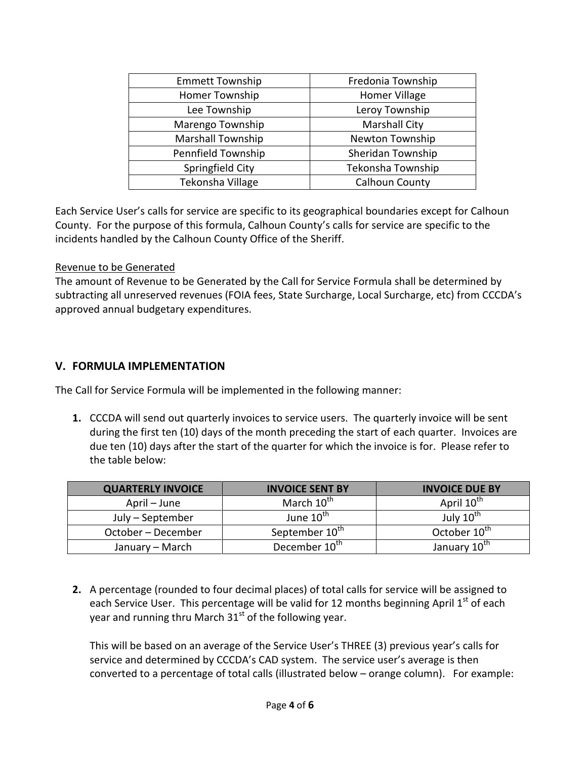| Emmett Township | Fredonia Township |
| --- | --- |
| Homer Township | Homer Village |
| Lee Township | Leroy Township |
| Marengo Township | Marshall City |
| Marshall Township | Newton Township |
| Pennfield Township | Sheridan Township |
| Springfield City | Tekonsha Township |
| Tekonsha Village | Calhoun County |

Each Service User's calls for service are specific to its geographical boundaries except for Calhoun County. For the purpose of this formula, Calhoun County's calls for service are specific to the incidents handled by the Calhoun County Office of the Sheriff.

Revenue to be Generated

The amount of Revenue to be Generated by the Call for Service Formula shall be determined by subtracting all unreserved revenues (FOIA fees, State Surcharge, Local Surcharge, etc) from CCCDA's approved annual budgetary expenditures.

## V. FORMULA IMPLEMENTATION

The Call for Service Formula will be implemented in the following manner:

1. CCCDA will send out quarterly invoices to service users. The quarterly invoice will be sent during the first ten (10) days of the month preceding the start of each quarter. Invoices are due ten (10) days after the start of the quarter for which the invoice is for. Please refer to the table below:

| QUARTERLY INVOICE | INVOICE SENT BY | INVOICE DUE BY |
| --- | --- | --- |
| April – June | March 10th | April 10th |
| July – September | June 10th | July 10th |
| October – December | September 10th | October 10th |
| January – March | December 10th | January 10th |

2. A percentage (rounded to four decimal places) of total calls for service will be assigned to each Service User. This percentage will be valid for 12 months beginning April 1st of each year and running thru March 31st of the following year.

   This will be based on an average of the Service User's THREE (3) previous year's calls for service and determined by CCCDA's CAD system. The service user's average is then converted to a percentage of total calls (illustrated below – orange column). For example: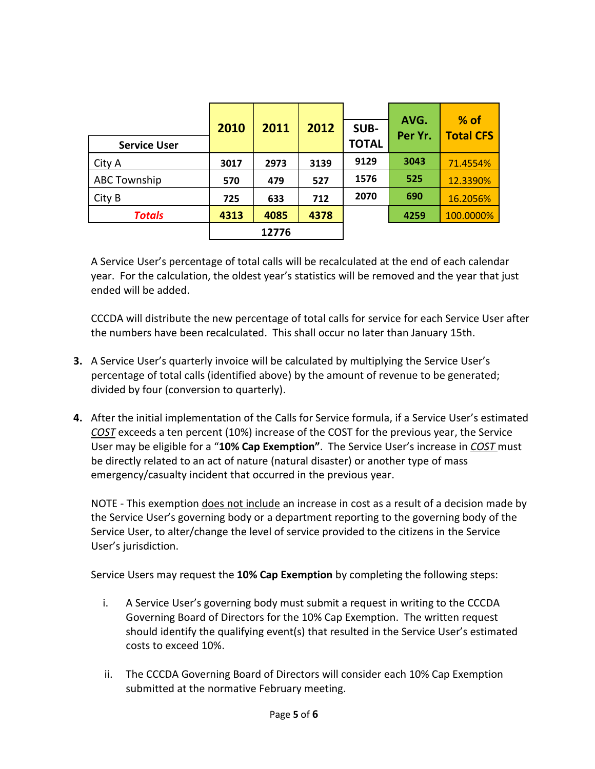| Service User | 2010 | 2011 | 2012 | SUB-TOTAL | AVG. Per Yr. | % of Total CFS |
|---|---|---|---|---|---|---|
| City A | 3017 | 2973 | 3139 | 9129 | 3043 | 71.4554% |
| ABC Township | 570 | 479 | 527 | 1576 | 525 | 12.3390% |
| City B | 725 | 633 | 712 | 2070 | 690 | 16.2056% |
| ***Totals*** | 4313 | 4085 | 4378 | | 4259 | 100.0000% |
| | | 12776 | | | | |

A Service User's percentage of total calls will be recalculated at the end of each calendar year. For the calculation, the oldest year's statistics will be removed and the year that just ended will be added.

CCCDA will distribute the new percentage of total calls for service for each Service User after the numbers have been recalculated. This shall occur no later than January 15th.

3. A Service User's quarterly invoice will be calculated by multiplying the Service User's percentage of total calls (identified above) by the amount of revenue to be generated; divided by four (conversion to quarterly).

4. After the initial implementation of the Calls for Service formula, if a Service User's estimated *COST* exceeds a ten percent (10%) increase of the COST for the previous year, the Service User may be eligible for a "**10% Cap Exemption"**. The Service User's increase in *COST* must be directly related to an act of nature (natural disaster) or another type of mass emergency/casualty incident that occurred in the previous year.

   NOTE - This exemption does not include an increase in cost as a result of a decision made by the Service User's governing body or a department reporting to the governing body of the Service User, to alter/change the level of service provided to the citizens in the Service User's jurisdiction.

   Service Users may request the **10% Cap Exemption** by completing the following steps:

   i. A Service User's governing body must submit a request in writing to the CCCDA Governing Board of Directors for the 10% Cap Exemption. The written request should identify the qualifying event(s) that resulted in the Service User's estimated costs to exceed 10%.

   ii. The CCCDA Governing Board of Directors will consider each 10% Cap Exemption submitted at the normative February meeting.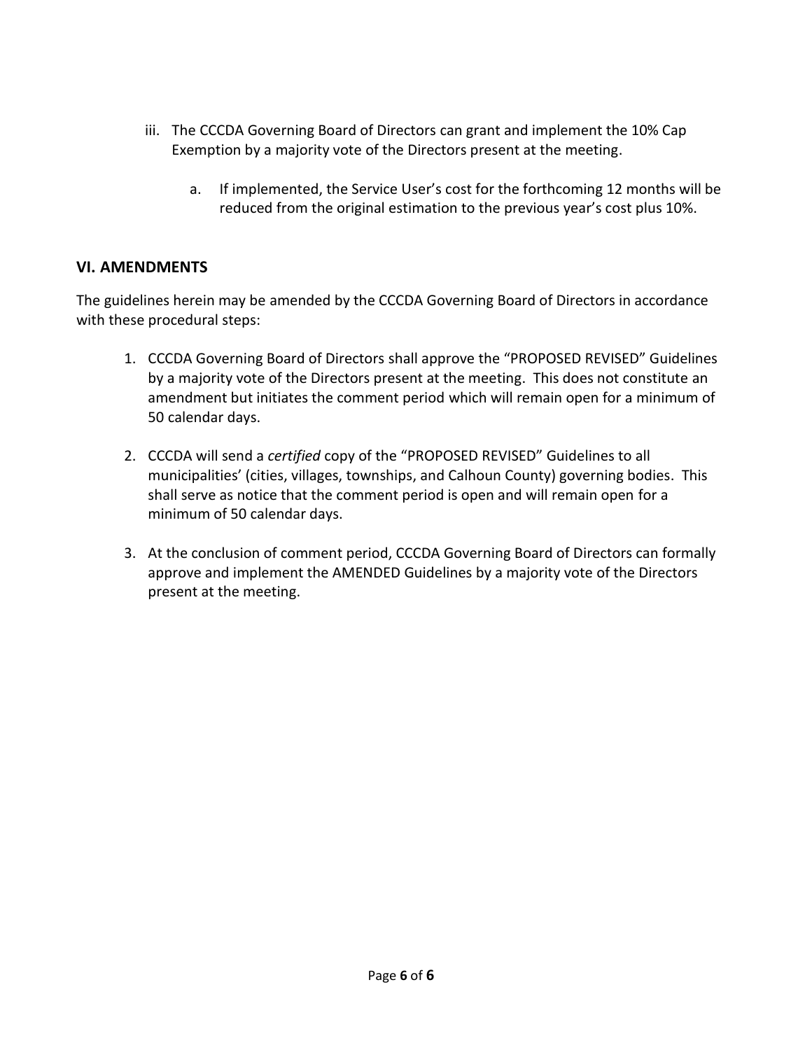iii. The CCCDA Governing Board of Directors can grant and implement the 10% Cap Exemption by a majority vote of the Directors present at the meeting.

  a. If implemented, the Service User's cost for the forthcoming 12 months will be reduced from the original estimation to the previous year's cost plus 10%.

## VI. AMENDMENTS

The guidelines herein may be amended by the CCCDA Governing Board of Directors in accordance with these procedural steps:

1. CCCDA Governing Board of Directors shall approve the "PROPOSED REVISED" Guidelines by a majority vote of the Directors present at the meeting. This does not constitute an amendment but initiates the comment period which will remain open for a minimum of 50 calendar days.

2. CCCDA will send a *certified* copy of the "PROPOSED REVISED" Guidelines to all municipalities' (cities, villages, townships, and Calhoun County) governing bodies. This shall serve as notice that the comment period is open and will remain open for a minimum of 50 calendar days.

3. At the conclusion of comment period, CCCDA Governing Board of Directors can formally approve and implement the AMENDED Guidelines by a majority vote of the Directors present at the meeting.